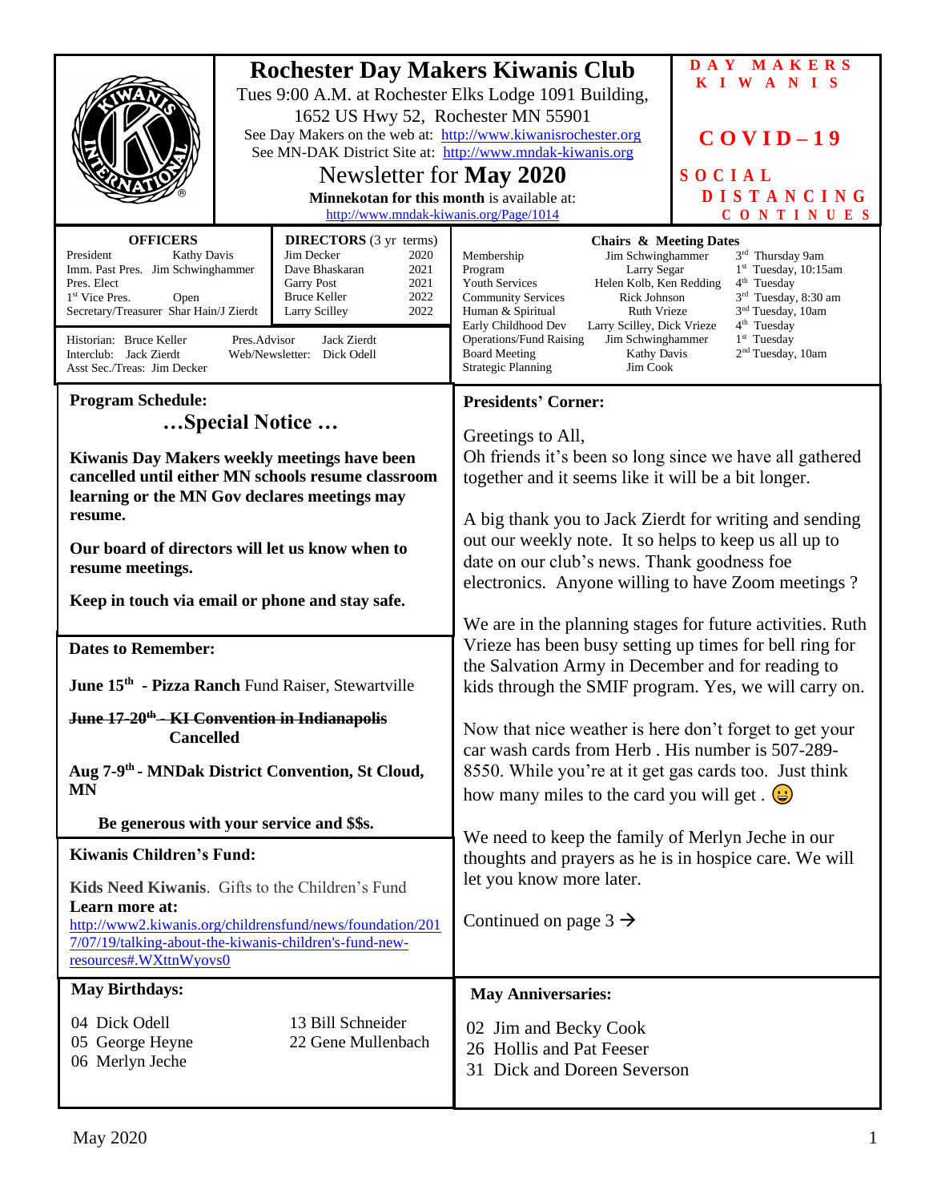# Rochester Day Makers Kiwanis Club

Tues 9:00 A.M. at Rochester Elks Lodge 1091 Building, 1652 US Hwy 52, Rochester MN 55901

See Day Makers on the web at: http://www.kiwanisrochester.org

See MN-DAK District Site at: http://www.mndak-kiwanis.org

## Newsletter for May 2020

**Minnekotan for this month** is available at: http://www.mndak-kiwanis.org/Page/1014

**DAY MAKERS KIWANIS**

**COVID–19**

**SOCIAL DISTANCING CONTINUES**

### OFFICERS

| | |
|---|---|
| President | Kathy Davis |
| Imm. Past Pres. | Jim Schwinghammer |
| Pres. Elect | |
| 1st Vice Pres. | Open |
| Secretary/Treasurer | Shar Hain/J Zierdt |

### DIRECTORS (3 yr terms)

| | |
|---|---|
| Jim Decker | 2020 |
| Dave Bhaskaran | 2021 |
| Garry Post | 2021 |
| Bruce Keller | 2022 |
| Larry Scilley | 2022 |

Historian: Bruce Keller
Interclub: Jack Zierdt
Asst Sec./Treas: Jim Decker
Pres.Advisor: Jack Zierdt
Web/Newsletter: Dick Odell

### Chairs & Meeting Dates

| | | |
|---|---|---|
| Membership | Jim Schwinghammer | 3rd Thursday 9am |
| Program | Larry Segar | 1st Tuesday, 10:15am |
| Youth Services | Helen Kolb, Ken Redding | 4th Tuesday |
| Community Services | Rick Johnson | 3rd Tuesday, 8:30 am |
| Human & Spiritual | Ruth Vrieze | 3nd Tuesday, 10am |
| Early Childhood Dev | Larry Scilley, Dick Vrieze | 4th Tuesday |
| Operations/Fund Raising | Jim Schwinghammer | 1st Tuesday |
| Board Meeting | Kathy Davis | 2nd Tuesday, 10am |
| Strategic Planning | Jim Cook | |

## Program Schedule:

**…Special Notice …**

**Kiwanis Day Makers weekly meetings have been cancelled until either MN schools resume classroom learning or the MN Gov declares meetings may resume.**

**Our board of directors will let us know when to resume meetings.**

**Keep in touch via email or phone and stay safe.**

## Dates to Remember:

**June 15th - Pizza Ranch** Fund Raiser, Stewartville

~~**June 17-20th - KI Convention in Indianapolis**~~ **Cancelled**

**Aug 7-9th - MNDak District Convention, St Cloud, MN**

**Be generous with your service and $$s.**

## Kiwanis Children's Fund:

**Kids Need Kiwanis**. Gifts to the Children's Fund

**Learn more at:** http://www2.kiwanis.org/childrensfund/news/foundation/2017/07/19/talking-about-the-kiwanis-children's-fund-new-resources#.WXttnWyovs0

## Presidents' Corner:

Greetings to All,

Oh friends it's been so long since we have all gathered together and it seems like it will be a bit longer.

A big thank you to Jack Zierdt for writing and sending out our weekly note. It so helps to keep us all up to date on our club's news. Thank goodness foe electronics. Anyone willing to have Zoom meetings ?

We are in the planning stages for future activities. Ruth Vrieze has been busy setting up times for bell ring for the Salvation Army in December and for reading to kids through the SMIF program. Yes, we will carry on.

Now that nice weather is here don't forget to get your car wash cards from Herb . His number is 507-289-8550. While you're at it get gas cards too. Just think how many miles to the card you will get . 😀

We need to keep the family of Merlyn Jeche in our thoughts and prayers as he is in hospice care. We will let you know more later.

Continued on page 3 →

## May Birthdays:

04 Dick Odell
05 George Heyne
06 Merlyn Jeche
13 Bill Schneider
22 Gene Mullenbach

## May Anniversaries:

02 Jim and Becky Cook
26 Hollis and Pat Feeser
31 Dick and Doreen Severson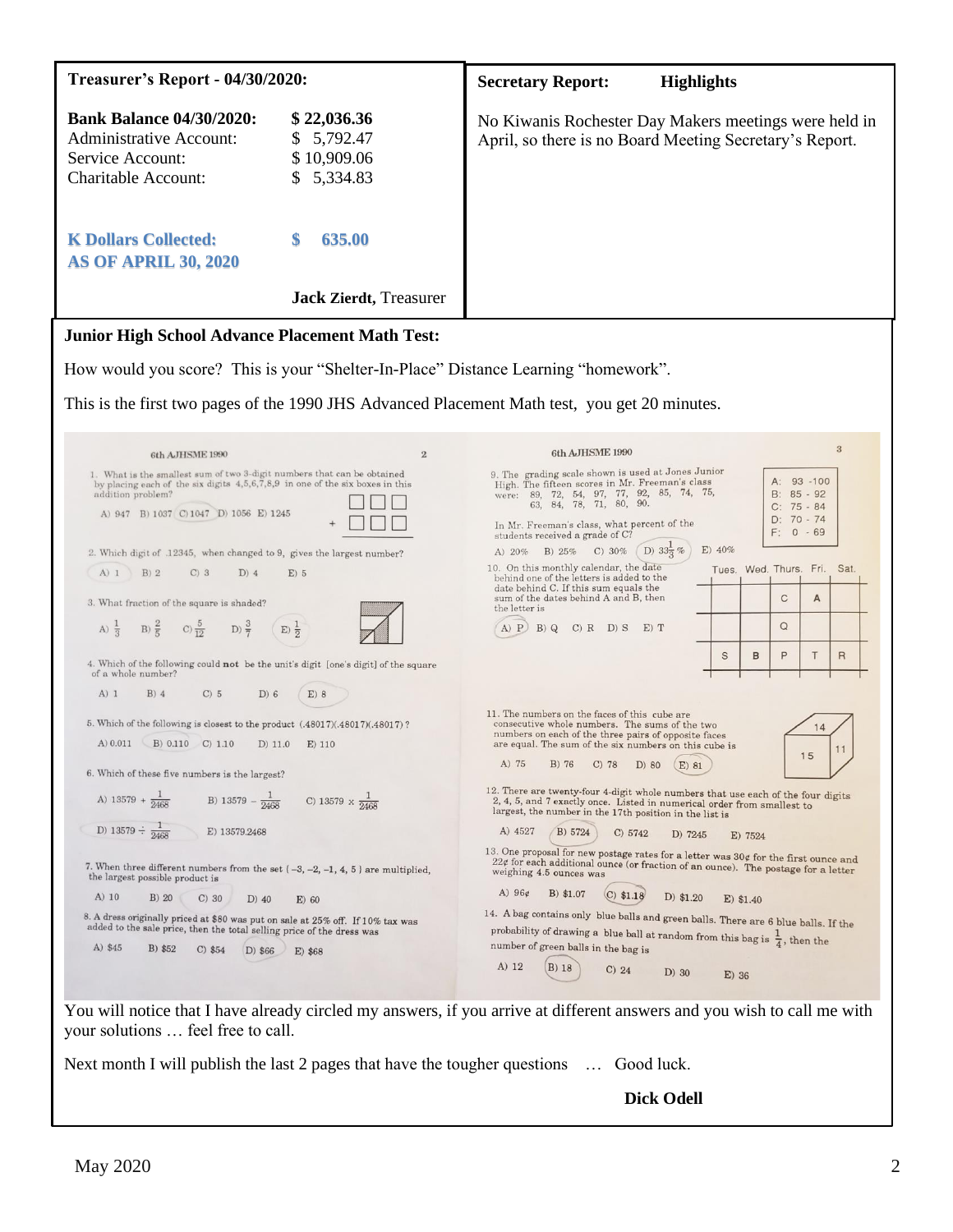**Treasurer's Report - 04/30/2020:**

| | |
|---|---|
| **Bank Balance 04/30/2020:** | **$ 22,036.36** |
| Administrative Account: | $ 5,792.47 |
| Service Account: | $ 10,909.06 |
| Charitable Account: | $ 5,334.83 |

**K Dollars Collected: AS OF APRIL 30, 2020** **$ 635.00**

**Jack Zierdt,** Treasurer

**Secretary Report:** **Highlights**

No Kiwanis Rochester Day Makers meetings were held in April, so there is no Board Meeting Secretary's Report.

**Junior High School Advance Placement Math Test:**

How would you score? This is your "Shelter-In-Place" Distance Learning "homework".

This is the first two pages of the 1990 JHS Advanced Placement Math test, you get 20 minutes.

6th AJHSME 1990

1. What is the smallest sum of two 3-digit numbers that can be obtained by placing each of the six digits 4,5,6,7,8,9 in one of the six boxes in this addition problem?

A) 947 B) 1037 C) 1047 D) 1056 E) 1245

2. Which digit of .12345, when changed to 9, gives the largest number?

A) 1 B) 2 C) 3 D) 4 E) 5

3. What fraction of the square is shaded?

A) $\frac{1}{3}$ B) $\frac{2}{5}$ C) $\frac{5}{12}$ D) $\frac{3}{7}$ E) $\frac{1}{2}$

4. Which of the following could **not** be the unit's digit [one's digit] of the square of a whole number?

A) 1 B) 4 C) 5 D) 6 E) 8

5. Which of the following is closest to the product (.48017)(.48017)(.48017)?

A) 0.011 B) 0.110 C) 1.10 D) 11.0 E) 110

6. Which of these five numbers is the largest?

A) $13579 + \frac{1}{2468}$ B) $13579 - \frac{1}{2468}$ C) $13579 \times \frac{1}{2468}$

D) $13579 \div \frac{1}{2468}$ E) 13579.2468

7. When three different numbers from the set {−3, −2, −1, 4, 5} are multiplied, the largest possible product is

A) 10 B) 20 C) 30 D) 40 E) 60

8. A dress originally priced at $80 was put on sale at 25% off. If 10% tax was added to the sale price, then the total selling price of the dress was

A) $45 B) $52 C) $54 D) $66 E) $68

9. The grading scale shown is used at Jones Junior High. The fifteen scores in Mr. Freeman's class were: 89, 72, 54, 97, 77, 92, 85, 74, 75, 63, 84, 78, 71, 80, 90.

| | |
|---|---|
| A: | 93 - 100 |
| B: | 85 - 92 |
| C: | 75 - 84 |
| D: | 70 - 74 |
| F: | 0 - 69 |

In Mr. Freeman's class, what percent of the students received a grade of C?

A) 20% B) 25% C) 30% D) $33\frac{1}{3}$ % E) 40%

10. On this monthly calendar, the date behind one of the letters is added to the date behind C. If this sum equals the sum of the dates behind A and B, then the letter is

| Tues. | Wed. | Thurs. | Fri. | Sat. |
|---|---|---|---|---|
| | | C | A | |
| | | Q | | |
| S | B | P | T | R |

A) P B) Q C) R D) S E) T

11. The numbers on the faces of this cube are consecutive whole numbers. The sums of the two numbers on each of the three pairs of opposite faces are equal. The sum of the six numbers on this cube is

A) 75 B) 76 C) 78 D) 80 E) 81

12. There are twenty-four 4-digit whole numbers that use each of the four digits 2, 4, 5, and 7 exactly once. Listed in numerical order from smallest to largest, the number in the 17th position in the list is

A) 4527 B) 5724 C) 5742 D) 7245 E) 7524

13. One proposal for new postage rates for a letter was 30¢ for the first ounce and 22¢ for each additional ounce (or fraction of an ounce). The postage for a letter weighing 4.5 ounces was

A) 96¢ B) $1.07 C) $1.18 D) $1.20 E) $1.40

14. A bag contains only blue balls and green balls. There are 6 blue balls. If the probability of drawing a blue ball at random from this bag is $\frac{1}{4}$, then the number of green balls in the bag is

A) 12 B) 18 C) 24 D) 30 E) 36

You will notice that I have already circled my answers, if you arrive at different answers and you wish to call me with your solutions … feel free to call.

Next month I will publish the last 2 pages that have the tougher questions … Good luck.

**Dick Odell**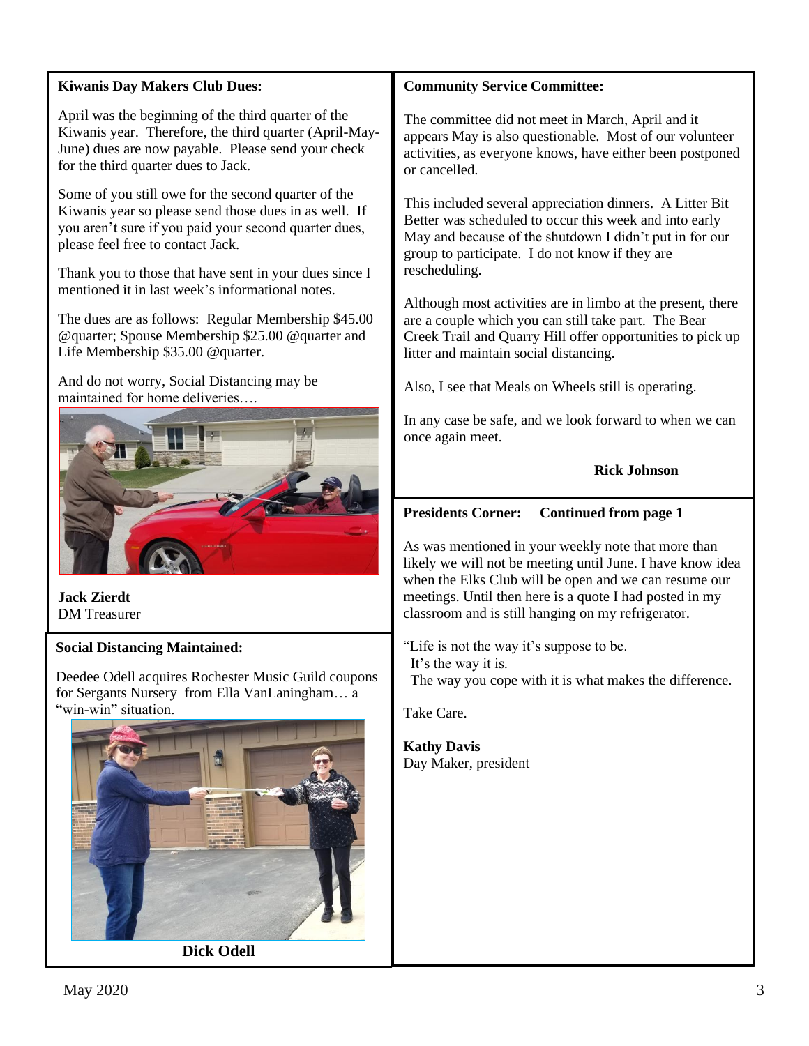**Kiwanis Day Makers Club Dues:**

April was the beginning of the third quarter of the Kiwanis year. Therefore, the third quarter (April-May-June) dues are now payable. Please send your check for the third quarter dues to Jack.

Some of you still owe for the second quarter of the Kiwanis year so please send those dues in as well. If you aren't sure if you paid your second quarter dues, please feel free to contact Jack.

Thank you to those that have sent in your dues since I mentioned it in last week's informational notes.

The dues are as follows: Regular Membership $45.00 @quarter; Spouse Membership $25.00 @quarter and Life Membership $35.00 @quarter.

And do not worry, Social Distancing may be maintained for home deliveries….

**Jack Zierdt**
DM Treasurer

**Social Distancing Maintained:**

Deedee Odell acquires Rochester Music Guild coupons for Sergants Nursery from Ella VanLaningham… a "win-win" situation.

**Dick Odell**

**Community Service Committee:**

The committee did not meet in March, April and it appears May is also questionable. Most of our volunteer activities, as everyone knows, have either been postponed or cancelled.

This included several appreciation dinners. A Litter Bit Better was scheduled to occur this week and into early May and because of the shutdown I didn't put in for our group to participate. I do not know if they are rescheduling.

Although most activities are in limbo at the present, there are a couple which you can still take part. The Bear Creek Trail and Quarry Hill offer opportunities to pick up litter and maintain social distancing.

Also, I see that Meals on Wheels still is operating.

In any case be safe, and we look forward to when we can once again meet.

**Rick Johnson**

**Presidents Corner: Continued from page 1**

As was mentioned in your weekly note that more than likely we will not be meeting until June. I have know idea when the Elks Club will be open and we can resume our meetings. Until then here is a quote I had posted in my classroom and is still hanging on my refrigerator.

"Life is not the way it's suppose to be.
It's the way it is.
The way you cope with it is what makes the difference.

Take Care.

**Kathy Davis**
Day Maker, president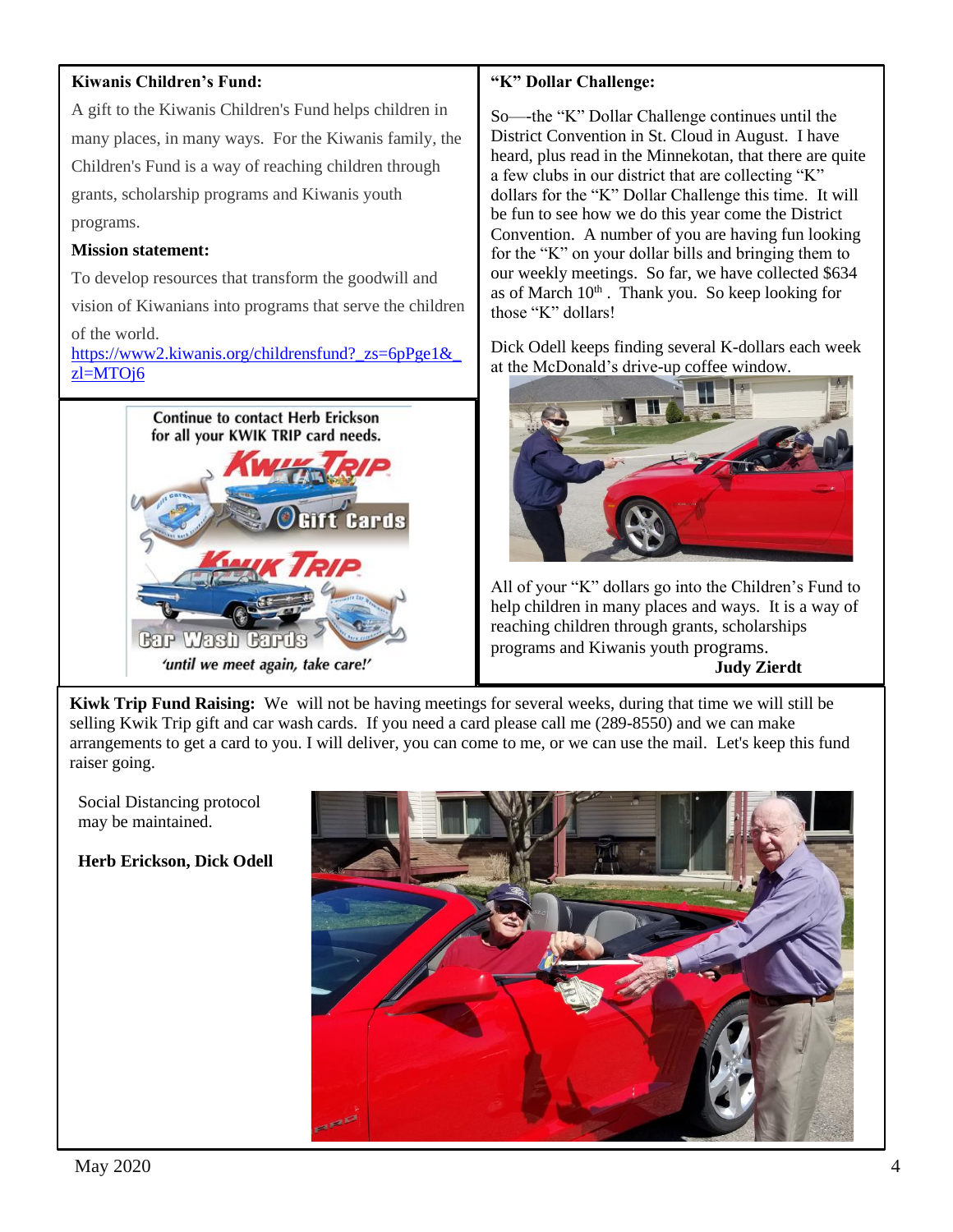**Kiwanis Children's Fund:**

A gift to the Kiwanis Children's Fund helps children in many places, in many ways. For the Kiwanis family, the Children's Fund is a way of reaching children through grants, scholarship programs and Kiwanis youth programs.

**Mission statement:**

To develop resources that transform the goodwill and vision of Kiwanians into programs that serve the children of the world.

https://www2.kiwanis.org/childrensfund?_zs=6pPge1&_zl=MTOj6

Continue to contact Herb Erickson for all your KWIK TRIP card needs.

KWIK TRIP Gift Cards

KWIK TRIP Car Wash Cards

*'until we meet again, take care!'*

**"K" Dollar Challenge:**

So—-the "K" Dollar Challenge continues until the District Convention in St. Cloud in August. I have heard, plus read in the Minnekotan, that there are quite a few clubs in our district that are collecting "K" dollars for the "K" Dollar Challenge this time. It will be fun to see how we do this year come the District Convention. A number of you are having fun looking for the "K" on your dollar bills and bringing them to our weekly meetings. So far, we have collected $634 as of March 10th . Thank you. So keep looking for those "K" dollars!

Dick Odell keeps finding several K-dollars each week at the McDonald's drive-up coffee window.

All of your "K" dollars go into the Children's Fund to help children in many places and ways. It is a way of reaching children through grants, scholarships programs and Kiwanis youth programs.

**Judy Zierdt**

**Kiwk Trip Fund Raising:** We will not be having meetings for several weeks, during that time we will still be selling Kwik Trip gift and car wash cards. If you need a card please call me (289-8550) and we can make arrangements to get a card to you. I will deliver, you can come to me, or we can use the mail. Let's keep this fund raiser going.

Social Distancing protocol may be maintained.

**Herb Erickson, Dick Odell**